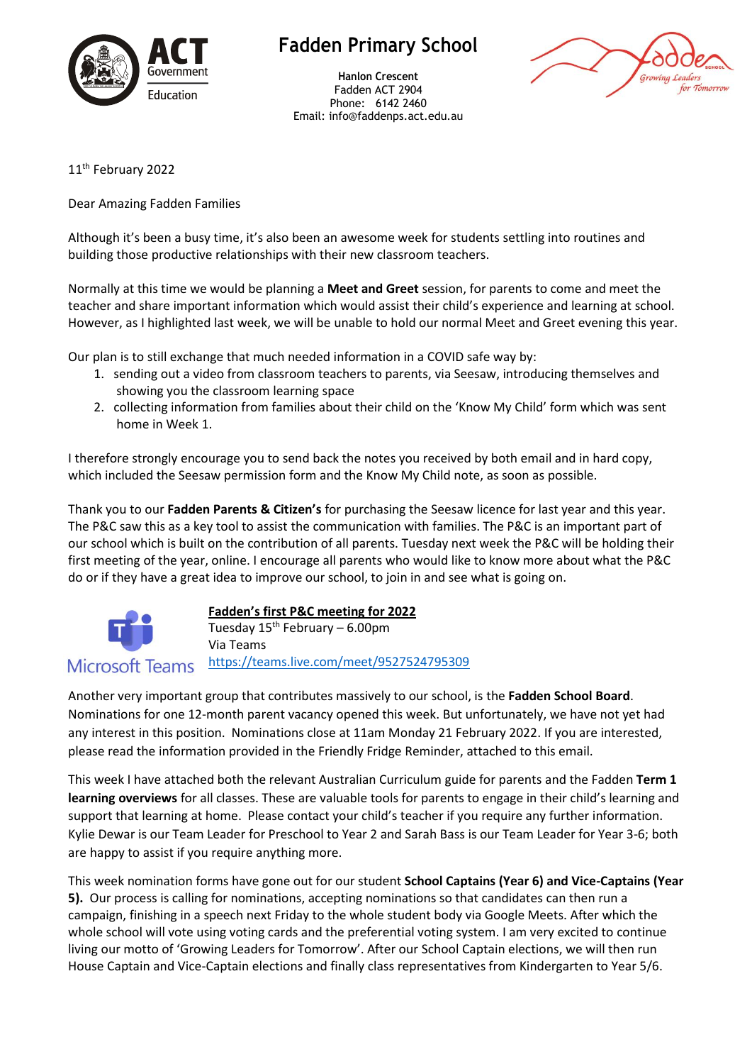# Fadden Primary School

**Hanlon Crescent**
Fadden ACT 2904
Phone: 6142 2460
Email: info@faddenps.act.edu.au

11th February 2022

Dear Amazing Fadden Families

Although it's been a busy time, it's also been an awesome week for students settling into routines and building those productive relationships with their new classroom teachers.

Normally at this time we would be planning a **Meet and Greet** session, for parents to come and meet the teacher and share important information which would assist their child's experience and learning at school. However, as I highlighted last week, we will be unable to hold our normal Meet and Greet evening this year.

Our plan is to still exchange that much needed information in a COVID safe way by:

1. sending out a video from classroom teachers to parents, via Seesaw, introducing themselves and showing you the classroom learning space
2. collecting information from families about their child on the 'Know My Child' form which was sent home in Week 1.

I therefore strongly encourage you to send back the notes you received by both email and in hard copy, which included the Seesaw permission form and the Know My Child note, as soon as possible.

Thank you to our **Fadden Parents & Citizen's** for purchasing the Seesaw licence for last year and this year. The P&C saw this as a key tool to assist the communication with families. The P&C is an important part of our school which is built on the contribution of all parents. Tuesday next week the P&C will be holding their first meeting of the year, online. I encourage all parents who would like to know more about what the P&C do or if they have a great idea to improve our school, to join in and see what is going on.

**Fadden's first P&C meeting for 2022**
Tuesday 15th February – 6.00pm
Via Teams
https://teams.live.com/meet/9527524795309

Another very important group that contributes massively to our school, is the **Fadden School Board**. Nominations for one 12-month parent vacancy opened this week. But unfortunately, we have not yet had any interest in this position. Nominations close at 11am Monday 21 February 2022. If you are interested, please read the information provided in the Friendly Fridge Reminder, attached to this email.

This week I have attached both the relevant Australian Curriculum guide for parents and the Fadden **Term 1 learning overviews** for all classes. These are valuable tools for parents to engage in their child's learning and support that learning at home. Please contact your child's teacher if you require any further information. Kylie Dewar is our Team Leader for Preschool to Year 2 and Sarah Bass is our Team Leader for Year 3-6; both are happy to assist if you require anything more.

This week nomination forms have gone out for our student **School Captains (Year 6) and Vice-Captains (Year 5).** Our process is calling for nominations, accepting nominations so that candidates can then run a campaign, finishing in a speech next Friday to the whole student body via Google Meets. After which the whole school will vote using voting cards and the preferential voting system. I am very excited to continue living our motto of 'Growing Leaders for Tomorrow'. After our School Captain elections, we will then run House Captain and Vice-Captain elections and finally class representatives from Kindergarten to Year 5/6.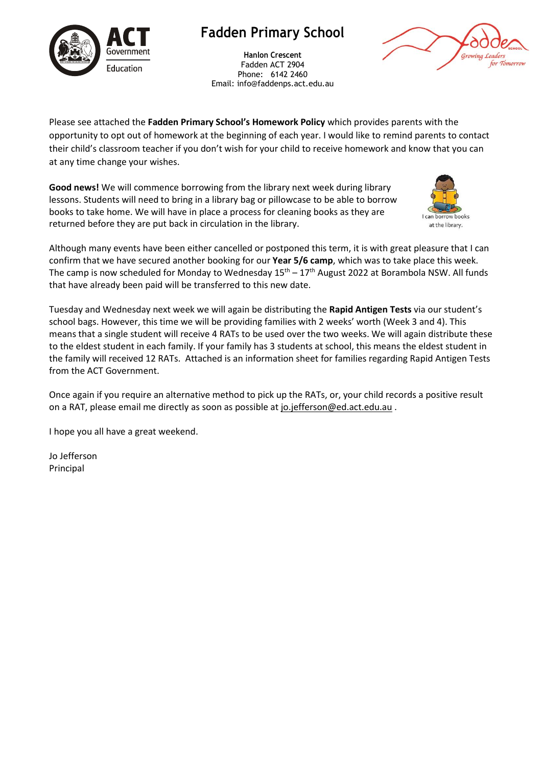# Fadden Primary School

**Hanlon Crescent**
Fadden ACT 2904
Phone: 6142 2460
Email: info@faddenps.act.edu.au

Please see attached the **Fadden Primary School's Homework Policy** which provides parents with the opportunity to opt out of homework at the beginning of each year. I would like to remind parents to contact their child's classroom teacher if you don't wish for your child to receive homework and know that you can at any time change your wishes.

**Good news!** We will commence borrowing from the library next week during library lessons. Students will need to bring in a library bag or pillowcase to be able to borrow books to take home. We will have in place a process for cleaning books as they are returned before they are put back in circulation in the library.

I can borrow books at the library.

Although many events have been either cancelled or postponed this term, it is with great pleasure that I can confirm that we have secured another booking for our **Year 5/6 camp**, which was to take place this week. The camp is now scheduled for Monday to Wednesday 15th – 17th August 2022 at Borambola NSW. All funds that have already been paid will be transferred to this new date.

Tuesday and Wednesday next week we will again be distributing the **Rapid Antigen Tests** via our student's school bags. However, this time we will be providing families with 2 weeks' worth (Week 3 and 4). This means that a single student will receive 4 RATs to be used over the two weeks. We will again distribute these to the eldest student in each family. If your family has 3 students at school, this means the eldest student in the family will received 12 RATs. Attached is an information sheet for families regarding Rapid Antigen Tests from the ACT Government.

Once again if you require an alternative method to pick up the RATs, or, your child records a positive result on a RAT, please email me directly as soon as possible at jo.jefferson@ed.act.edu.au .

I hope you all have a great weekend.

Jo Jefferson
Principal